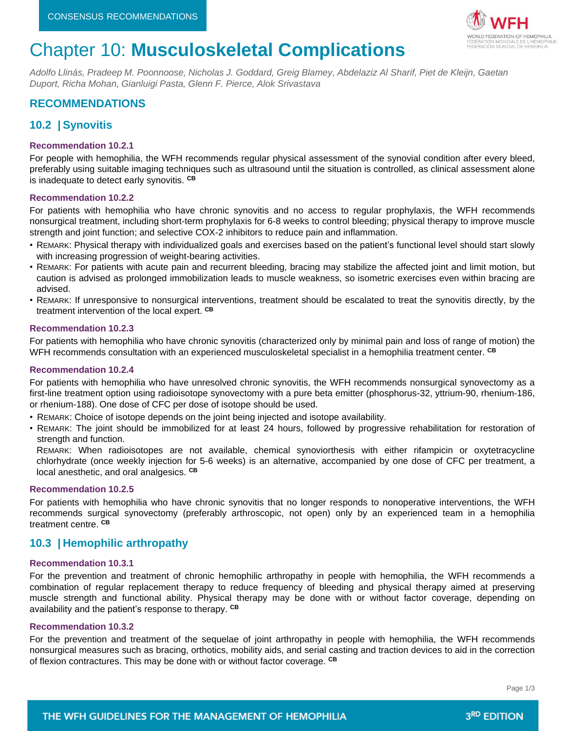CONSENSUS RECOMMENDATIONS

# Chapter 10: **Musculoskeletal Complications**

*Adolfo Llinás, Pradeep M. Poonnoose, Nicholas J. Goddard, Greig Blamey, Abdelaziz Al Sharif, Piet de Kleijn, Gaetan Duport, Richa Mohan, Gianluigi Pasta, Glenn F. Pierce, Alok Srivastava*

## RECOMMENDATIONS

## 10.2 | Synovitis

#### Recommendation 10.2.1

For people with hemophilia, the WFH recommends regular physical assessment of the synovial condition after every bleed, preferably using suitable imaging techniques such as ultrasound until the situation is controlled, as clinical assessment alone is inadequate to detect early synovitis. [CB]

#### Recommendation 10.2.2

For patients with hemophilia who have chronic synovitis and no access to regular prophylaxis, the WFH recommends nonsurgical treatment, including short-term prophylaxis for 6-8 weeks to control bleeding; physical therapy to improve muscle strength and joint function; and selective COX-2 inhibitors to reduce pain and inflammation.

- REMARK: Physical therapy with individualized goals and exercises based on the patient's functional level should start slowly with increasing progression of weight-bearing activities.
- REMARK: For patients with acute pain and recurrent bleeding, bracing may stabilize the affected joint and limit motion, but caution is advised as prolonged immobilization leads to muscle weakness, so isometric exercises even within bracing are advised.
- REMARK: If unresponsive to nonsurgical interventions, treatment should be escalated to treat the synovitis directly, by the treatment intervention of the local expert. [CB]

#### Recommendation 10.2.3

For patients with hemophilia who have chronic synovitis (characterized only by minimal pain and loss of range of motion) the WFH recommends consultation with an experienced musculoskeletal specialist in a hemophilia treatment center. [CB]

#### Recommendation 10.2.4

For patients with hemophilia who have unresolved chronic synovitis, the WFH recommends nonsurgical synovectomy as a first-line treatment option using radioisotope synovectomy with a pure beta emitter (phosphorus-32, yttrium-90, rhenium-186, or rhenium-188). One dose of CFC per dose of isotope should be used.

- REMARK: Choice of isotope depends on the joint being injected and isotope availability.
- REMARK: The joint should be immobilized for at least 24 hours, followed by progressive rehabilitation for restoration of strength and function.
  REMARK: When radioisotopes are not available, chemical synoviorthesis with either rifampicin or oxytetracycline chlorhydrate (once weekly injection for 5-6 weeks) is an alternative, accompanied by one dose of CFC per treatment, a local anesthetic, and oral analgesics. [CB]

#### Recommendation 10.2.5

For patients with hemophilia who have chronic synovitis that no longer responds to nonoperative interventions, the WFH recommends surgical synovectomy (preferably arthroscopic, not open) only by an experienced team in a hemophilia treatment centre. [CB]

## 10.3 | Hemophilic arthropathy

#### Recommendation 10.3.1

For the prevention and treatment of chronic hemophilic arthropathy in people with hemophilia, the WFH recommends a combination of regular replacement therapy to reduce frequency of bleeding and physical therapy aimed at preserving muscle strength and functional ability. Physical therapy may be done with or without factor coverage, depending on availability and the patient's response to therapy. [CB]

#### Recommendation 10.3.2

For the prevention and treatment of the sequelae of joint arthropathy in people with hemophilia, the WFH recommends nonsurgical measures such as bracing, orthotics, mobility aids, and serial casting and traction devices to aid in the correction of flexion contractures. This may be done with or without factor coverage. [CB]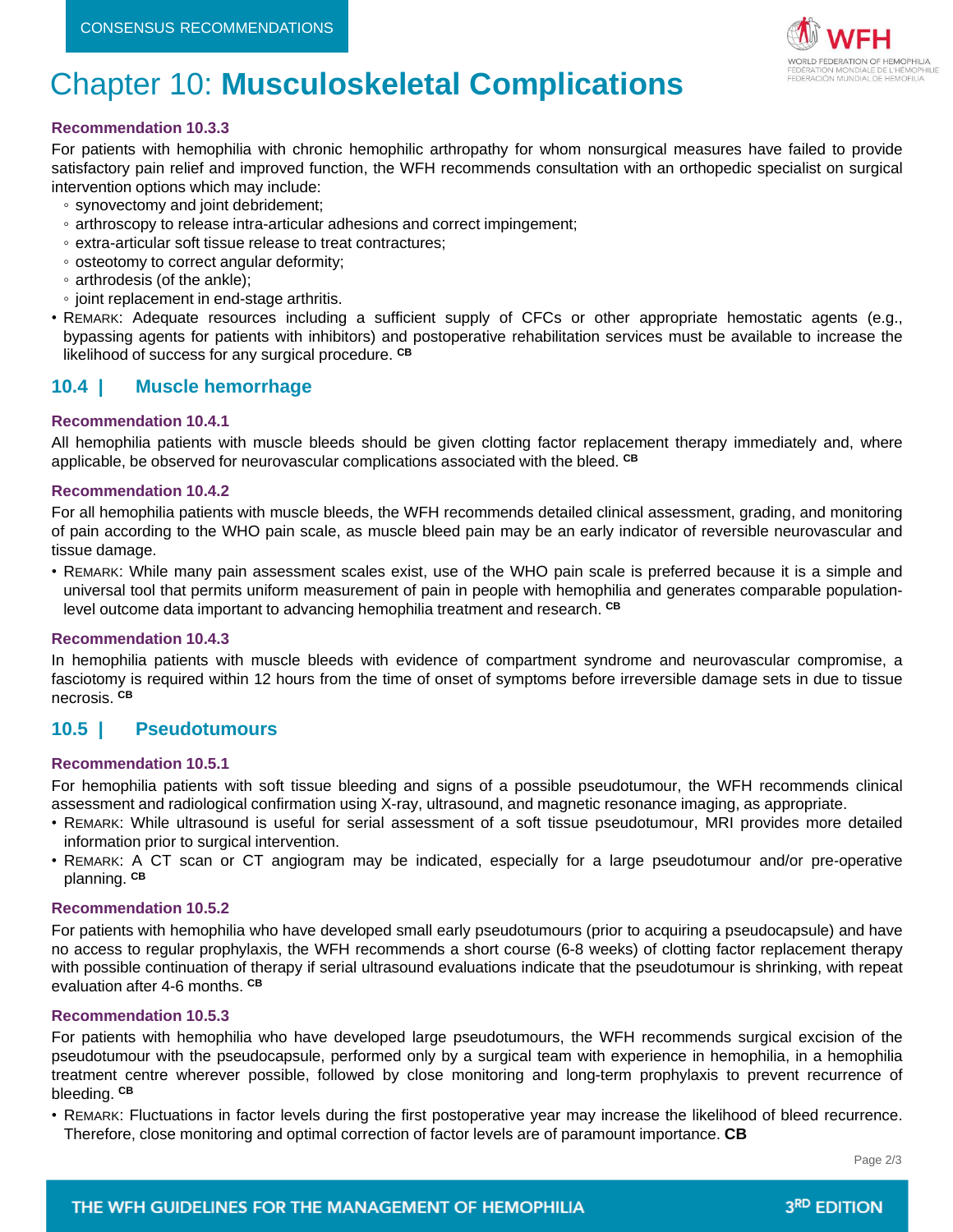# Chapter 10: **Musculoskeletal Complications**

#### Recommendation 10.3.3

For patients with hemophilia with chronic hemophilic arthropathy for whom nonsurgical measures have failed to provide satisfactory pain relief and improved function, the WFH recommends consultation with an orthopedic specialist on surgical intervention options which may include:

- synovectomy and joint debridement;
- arthroscopy to release intra-articular adhesions and correct impingement;
- extra-articular soft tissue release to treat contractures;
- osteotomy to correct angular deformity;
- arthrodesis (of the ankle);
- joint replacement in end-stage arthritis.

- REMARK: Adequate resources including a sufficient supply of CFCs or other appropriate hemostatic agents (e.g., bypassing agents for patients with inhibitors) and postoperative rehabilitation services must be available to increase the likelihood of success for any surgical procedure. CB

## 10.4 | Muscle hemorrhage

#### Recommendation 10.4.1

All hemophilia patients with muscle bleeds should be given clotting factor replacement therapy immediately and, where applicable, be observed for neurovascular complications associated with the bleed. CB

#### Recommendation 10.4.2

For all hemophilia patients with muscle bleeds, the WFH recommends detailed clinical assessment, grading, and monitoring of pain according to the WHO pain scale, as muscle bleed pain may be an early indicator of reversible neurovascular and tissue damage.

- REMARK: While many pain assessment scales exist, use of the WHO pain scale is preferred because it is a simple and universal tool that permits uniform measurement of pain in people with hemophilia and generates comparable population-level outcome data important to advancing hemophilia treatment and research. CB

#### Recommendation 10.4.3

In hemophilia patients with muscle bleeds with evidence of compartment syndrome and neurovascular compromise, a fasciotomy is required within 12 hours from the time of onset of symptoms before irreversible damage sets in due to tissue necrosis. CB

## 10.5 | Pseudotumours

#### Recommendation 10.5.1

For hemophilia patients with soft tissue bleeding and signs of a possible pseudotumour, the WFH recommends clinical assessment and radiological confirmation using X-ray, ultrasound, and magnetic resonance imaging, as appropriate.

- REMARK: While ultrasound is useful for serial assessment of a soft tissue pseudotumour, MRI provides more detailed information prior to surgical intervention.
- REMARK: A CT scan or CT angiogram may be indicated, especially for a large pseudotumour and/or pre-operative planning. CB

#### Recommendation 10.5.2

For patients with hemophilia who have developed small early pseudotumours (prior to acquiring a pseudocapsule) and have no access to regular prophylaxis, the WFH recommends a short course (6-8 weeks) of clotting factor replacement therapy with possible continuation of therapy if serial ultrasound evaluations indicate that the pseudotumour is shrinking, with repeat evaluation after 4-6 months. CB

#### Recommendation 10.5.3

For patients with hemophilia who have developed large pseudotumours, the WFH recommends surgical excision of the pseudotumour with the pseudocapsule, performed only by a surgical team with experience in hemophilia, in a hemophilia treatment centre wherever possible, followed by close monitoring and long-term prophylaxis to prevent recurrence of bleeding. CB

- REMARK: Fluctuations in factor levels during the first postoperative year may increase the likelihood of bleed recurrence. Therefore, close monitoring and optimal correction of factor levels are of paramount importance. **CB**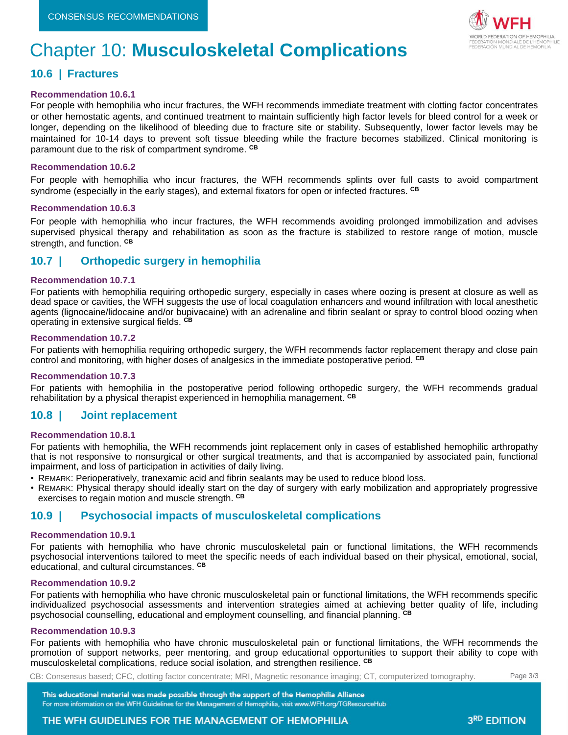CONSENSUS RECOMMENDATIONS

# Chapter 10: **Musculoskeletal Complications**

## 10.6 | Fractures

**Recommendation 10.6.1**

For people with hemophilia who incur fractures, the WFH recommends immediate treatment with clotting factor concentrates or other hemostatic agents, and continued treatment to maintain sufficiently high factor levels for bleed control for a week or longer, depending on the likelihood of bleeding due to fracture site or stability. Subsequently, lower factor levels may be maintained for 10-14 days to prevent soft tissue bleeding while the fracture becomes stabilized. Clinical monitoring is paramount due to the risk of compartment syndrome. **CB**

**Recommendation 10.6.2**

For people with hemophilia who incur fractures, the WFH recommends splints over full casts to avoid compartment syndrome (especially in the early stages), and external fixators for open or infected fractures. **CB**

**Recommendation 10.6.3**

For people with hemophilia who incur fractures, the WFH recommends avoiding prolonged immobilization and advises supervised physical therapy and rehabilitation as soon as the fracture is stabilized to restore range of motion, muscle strength, and function. **CB**

## 10.7 | Orthopedic surgery in hemophilia

**Recommendation 10.7.1**

For patients with hemophilia requiring orthopedic surgery, especially in cases where oozing is present at closure as well as dead space or cavities, the WFH suggests the use of local coagulation enhancers and wound infiltration with local anesthetic agents (lignocaine/lidocaine and/or bupivacaine) with an adrenaline and fibrin sealant or spray to control blood oozing when operating in extensive surgical fields. **CB**

**Recommendation 10.7.2**

For patients with hemophilia requiring orthopedic surgery, the WFH recommends factor replacement therapy and close pain control and monitoring, with higher doses of analgesics in the immediate postoperative period. **CB**

**Recommendation 10.7.3**

For patients with hemophilia in the postoperative period following orthopedic surgery, the WFH recommends gradual rehabilitation by a physical therapist experienced in hemophilia management. **CB**

## 10.8 | Joint replacement

**Recommendation 10.8.1**

For patients with hemophilia, the WFH recommends joint replacement only in cases of established hemophilic arthropathy that is not responsive to nonsurgical or other surgical treatments, and that is accompanied by associated pain, functional impairment, and loss of participation in activities of daily living.

- REMARK: Perioperatively, tranexamic acid and fibrin sealants may be used to reduce blood loss.
- REMARK: Physical therapy should ideally start on the day of surgery with early mobilization and appropriately progressive exercises to regain motion and muscle strength. **CB**

## 10.9 | Psychosocial impacts of musculoskeletal complications

**Recommendation 10.9.1**

For patients with hemophilia who have chronic musculoskeletal pain or functional limitations, the WFH recommends psychosocial interventions tailored to meet the specific needs of each individual based on their physical, emotional, social, educational, and cultural circumstances. **CB**

**Recommendation 10.9.2**

For patients with hemophilia who have chronic musculoskeletal pain or functional limitations, the WFH recommends specific individualized psychosocial assessments and intervention strategies aimed at achieving better quality of life, including psychosocial counselling, educational and employment counselling, and financial planning. **CB**

**Recommendation 10.9.3**

For patients with hemophilia who have chronic musculoskeletal pain or functional limitations, the WFH recommends the promotion of support networks, peer mentoring, and group educational opportunities to support their ability to cope with musculoskeletal complications, reduce social isolation, and strengthen resilience. **CB**

CB: Consensus based; CFC, clotting factor concentrate; MRI, Magnetic resonance imaging; CT, computerized tomography.

This educational material was made possible through the support of the Hemophilia Alliance
For more information on the WFH Guidelines for the Management of Hemophilia, visit www.WFH.org/TGResourceHub

THE WFH GUIDELINES FOR THE MANAGEMENT OF HEMOPHILIA 3RD EDITION